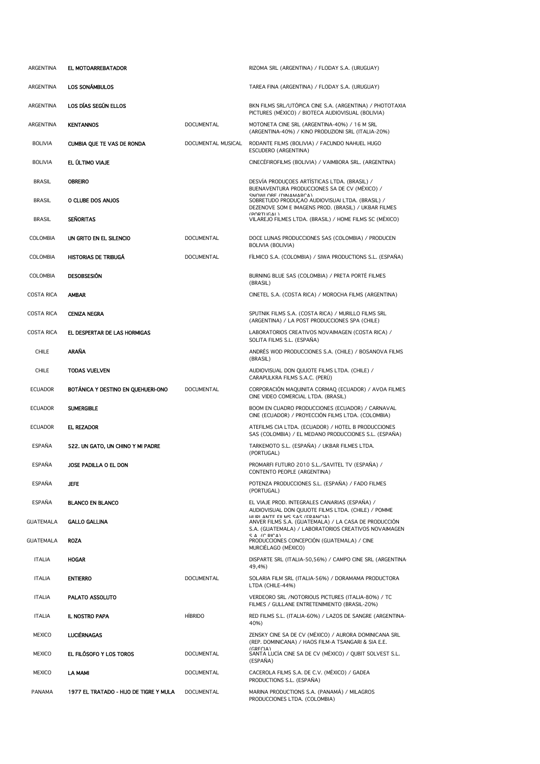| | | | |
|---|---|---|---|
| ARGENTINA | **EL MOTOARREBATADOR** | | RIZOMA SRL (ARGENTINA) / FLODAY S.A. (URUGUAY) |
| ARGENTINA | **LOS SONÁMBULOS** | | TAREA FINA (ARGENTINA) / FLODAY S.A. (URUGUAY) |
| ARGENTINA | **LOS DÍAS SEGÚN ELLOS** | | BKN FILMS SRL/UTÓPICA CINE S.A. (ARGENTINA) / PHOTOTAXIA PICTURES (MÉXICO) / BIOTECA AUDIOVISUAL (BOLIVIA) |
| ARGENTINA | **KENTANNOS** | DOCUMENTAL | MOTONETA CINE SRL (ARGENTINA-40%) / 16 M SRL (ARGENTINA-40%) / KINO PRODUZIONI SRL (ITALIA-20%) |
| BOLIVIA | **CUMBIA QUE TE VAS DE RONDA** | DOCUMENTAL MUSICAL | RODANTE FILMS (BOLIVIA) / FACUNDO NAHUEL HUGO ESCUDERO (ARGENTINA) |
| BOLIVIA | **EL ÚLTIMO VIAJE** | | CINECÉFIROFILMS (BOLIVIA) / VAIMBORA SRL. (ARGENTINA) |
| BRASIL | **OBREIRO** | | DESVÍA PRODUÇOES ARTÍSTICAS LTDA. (BRASIL) / BUENAVENTURA PRODUCCIONES SA DE CV (MÉXICO) / SNOWLOBE (DINAMARCA) |
| BRASIL | **O CLUBE DOS ANJOS** | | SOBRETUDO PRODUÇAO AUDIOVISUAl LTDA. (BRASIL) / DEZENOVE SOM E IMAGENS PROD. (BRASIL) / UKBAR FILMES (PORTUGAL) |
| BRASIL | **SEÑORITAS** | | VILAREJO FILMES LTDA. (BRASIL) / HOME FILMS SC (MÉXICO) |
| COLOMBIA | **UN GRITO EN EL SILENCIO** | DOCUMENTAL | DOCE LUNAS PRODUCCIONES SAS (COLOMBIA) / PRODUCEN BOLIVIA (BOLIVIA) |
| COLOMBIA | **HISTORIAS DE TRIBUGÁ** | DOCUMENTAL | FÍLMICO S.A. (COLOMBIA) / SIWA PRODUCTIONS S.L. (ESPAÑA) |
| COLOMBIA | **DESOBSESIÓN** | | BURNING BLUE SAS (COLOMBIA) / PRETA PORTÉ FILMES (BRASIL) |
| COSTA RICA | **AMBAR** | | CINETEL S.A. (COSTA RICA) / MOROCHA FILMS (ARGENTINA) |
| COSTA RICA | **CENIZA NEGRA** | | SPUTNIK FILMS S.A. (COSTA RICA) / MURILLO FILMS SRL (ARGENTINA) / LA POST PRODUCCIONES SPA (CHILE) |
| COSTA RICA | **EL DESPERTAR DE LAS HORMIGAS** | | LABORATORIOS CREATIVOS NOVAIMAGEN (COSTA RICA) / SOLITA FILMS S.L. (ESPAÑA) |
| CHILE | **ARAÑA** | | ANDRÉS WOD PRODUCCIONES S.A. (CHILE) / BOSANOVA FILMS (BRASIL) |
| CHILE | **TODAS VUELVEN** | | AUDIOVISUAL DON QUIJOTE FILMS LTDA. (CHILE) / CARAPULKRA FILMS S.A.C. (PERÚ) |
| ECUADOR | **BOTÁNICA Y DESTINO EN QUEHUERI-ONO** | DOCUMENTAL | CORPORACIÓN MAQUINITA CORMAQ (ECUADOR) / AVOA FILMES CINE VIDEO COMERCIAL LTDA. (BRASIL) |
| ECUADOR | **SUMERGIBLE** | | BOOM EN CUADRO PRODUCCIONES (ECUADOR) / CARNAVAL CINE (ECUADOR) / PROYECCIÓN FILMS LTDA. (COLOMBIA) |
| ECUADOR | **EL REZADOR** | | ATEFILMS CIA LTDA. (ECUADOR) / HOTEL B PRODUCCIONES SAS (COLOMBIA) / EL MEDANO PRODUCCIONES S.L. (ESPAÑA) |
| ESPAÑA | **522. UN GATO, UN CHINO Y MI PADRE** | | TARKEMOTO S.L. (ESPAÑA) / UKBAR FILMES LTDA. (PORTUGAL) |
| ESPAÑA | **JOSE PADILLA O EL DON** | | PROMARFI FUTURO 2010 S.L./SAVITEL TV (ESPAÑA) / CONTENTO PEOPLE (ARGENTINA) |
| ESPAÑA | **JEFE** | | POTENZA PRODUCCIONES S.L. (ESPAÑA) / FADO FILMES (PORTUGAL) |
| ESPAÑA | **BLANCO EN BLANCO** | | EL VIAJE PROD. INTEGRALES CANARIAS (ESPAÑA) / AUDIOVISUAL DON QUIJOTE FILMS LTDA. (CHILE) / POMME HURLANTE FILMS SAS (FRANCIA) |
| GUATEMALA | **GALLO GALLINA** | | ANVER FILMS S.A. (GUATEMALA) / LA CASA DE PRODUCCIÓN S.A. (GUATEMALA) / LABORATORIOS CREATIVOS NOVAIMAGEN S.A. (C.RICA) |
| GUATEMALA | **ROZA** | | PRODUCCIONES CONCEPCIÓN (GUATEMALA) / CINE MURCIÉLAGO (MÉXICO) |
| ITALIA | **HOGAR** | | DISPARTE SRL (ITALIA-50,56%) / CAMPO CINE SRL (ARGENTINA 49,4%) |
| ITALIA | **ENTIERRO** | DOCUMENTAL | SOLARIA FILM SRL (ITALIA-56%) / DORAMAMA PRODUCTORA LTDA (CHILE-44%) |
| ITALIA | **PALATO ASSOLUTO** | | VERDEORO SRL /NOTORIOUS PICTURES (ITALIA-80%) / TC FILMES / GULLANE ENTRETENIMIENTO (BRASIL-20%) |
| ITALIA | **IL NOSTRO PAPA** | HÍBRIDO | RED FILMS S.L. (ITALIA-60%) / LAZOS DE SANGRE (ARGENTINA-40%) |
| MEXICO | **LUCIÉRNAGAS** | | ZENSKY CINE SA DE CV (MÉXICO) / AURORA DOMINICANA SRL (REP. DOMINICANA) / HAOS FILM-A TSANGARI & SIA E.E. (GRECIA) |
| MEXICO | **EL FILÓSOFO Y LOS TOROS** | DOCUMENTAL | SANTA LUCÍA CINE SA DE CV (MÉXICO) / QUBIT SOLVEST S.L. (ESPAÑA) |
| MEXICO | **LA MAMI** | DOCUMENTAL | CACEROLA FILMS S.A. DE C.V. (MÉXICO) / GADEA PRODUCTIONS S.L. (ESPAÑA) |
| PANAMA | **1977 EL TRATADO - HIJO DE TIGRE Y MULA** | DOCUMENTAL | MARINA PRODUCTIONS S.A. (PANAMÁ) / MILAGROS PRODUCCIONES LTDA. (COLOMBIA) |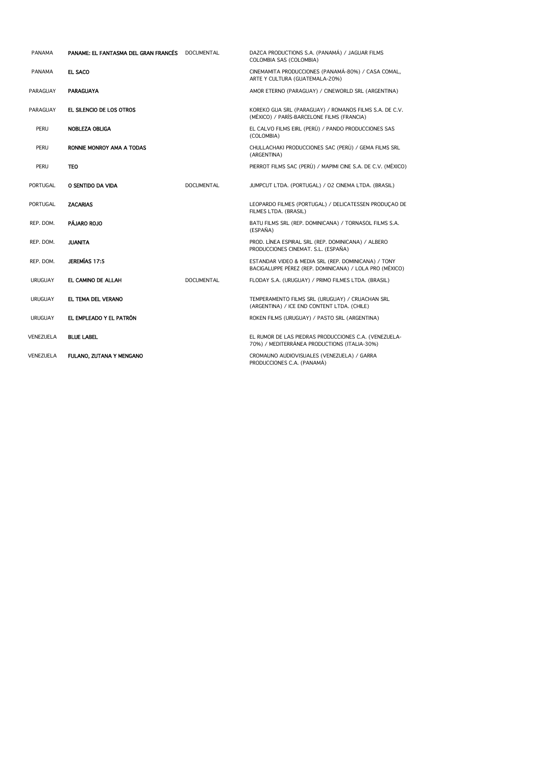| | | | |
|---|---|---|---|
| PANAMA | **PANAME: EL FANTASMA DEL GRAN FRANCÉS** | DOCUMENTAL | DAZCA PRODUCTIONS S.A. (PANAMÁ) / JAGUAR FILMS COLOMBIA SAS (COLOMBIA) |
| PANAMA | **EL SACO** | | CINEMAMITA PRODUCCIONES (PANAMÁ-80%) / CASA COMAL, ARTE Y CULTURA (GUATEMALA-20%) |
| PARAGUAY | **PARAGUAYA** | | AMOR ETERNO (PARAGUAY) / CINEWORLD SRL (ARGENTINA) |
| PARAGUAY | **EL SILENCIO DE LOS OTROS** | | KOREKO GUA SRL (PARAGUAY) / ROMANOS FILMS S.A. DE C.V. (MÉXICO) / PARÍS-BARCELONE FILMS (FRANCIA) |
| PERU | **NOBLEZA OBLIGA** | | EL CALVO FILMS EIRL (PERÚ) / PANDO PRODUCCIONES SAS (COLOMBIA) |
| PERU | **RONNIE MONROY AMA A TODAS** | | CHULLACHAKI PRODUCCIONES SAC (PERÚ) / GEMA FILMS SRL (ARGENTINA) |
| PERU | **TEO** | | PIERROT FILMS SAC (PERÚ) / MAPIMI CINE S.A. DE C.V. (MÉXICO) |
| PORTUGAL | **O SENTIDO DA VIDA** | DOCUMENTAL | JUMPCUT LTDA. (PORTUGAL) / O2 CINEMA LTDA. (BRASIL) |
| PORTUGAL | **ZACARIAS** | | LEOPARDO FILMES (PORTUGAL) / DELICATESSEN PRODUÇAO DE FILMES LTDA. (BRASIL) |
| REP. DOM. | **PÁJARO ROJO** | | BATU FILMS SRL (REP. DOMINICANA) / TORNASOL FILMS S.A. (ESPAÑA) |
| REP. DOM. | **JUANITA** | | PROD. LÍNEA ESPIRAL SRL (REP. DOMINICANA) / ALBERO PRODUCCIONES CINEMAT. S.L. (ESPAÑA) |
| REP. DOM. | **JEREMÍAS 17:5** | | ESTANDAR VIDEO & MEDIA SRL (REP. DOMINICANA) / TONY BACIGALUPPE PÉREZ (REP. DOMINICANA) / LOLA PRO (MÉXICO) |
| URUGUAY | **EL CAMINO DE ALLAH** | DOCUMENTAL | FLODAY S.A. (URUGUAY) / PRIMO FILMES LTDA. (BRASIL) |
| URUGUAY | **EL TEMA DEL VERANO** | | TEMPERAMENTO FILMS SRL (URUGUAY) / CRUACHAN SRL (ARGENTINA) / ICE END CONTENT LTDA. (CHILE) |
| URUGUAY | **EL EMPLEADO Y EL PATRÓN** | | ROKEN FILMS (URUGUAY) / PASTO SRL (ARGENTINA) |
| VENEZUELA | **BLUE LABEL** | | EL RUMOR DE LAS PIEDRAS PRODUCCIONES C.A. (VENEZUELA-70%) / MEDITERRÁNEA PRODUCTIONS (ITALIA-30%) |
| VENEZUELA | **FULANO, ZUTANA Y MENGANO** | | CROMAUNO AUDIOVISUALES (VENEZUELA) / GARRA PRODUCCIONES C.A. (PANAMÁ) |